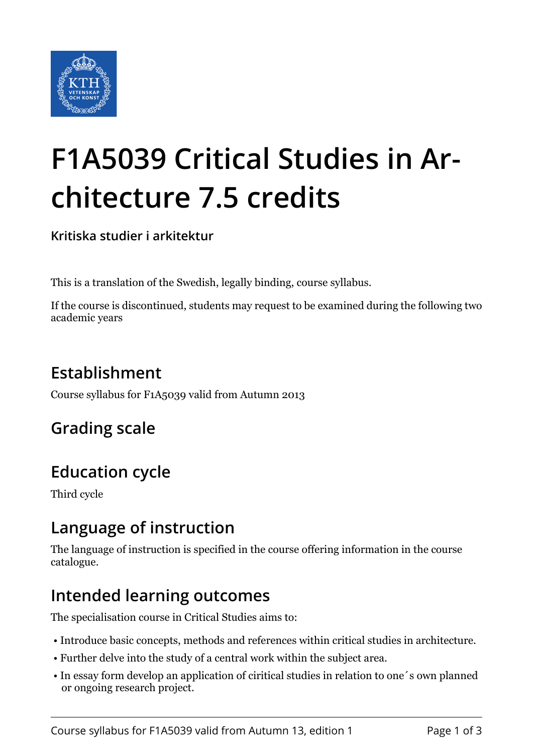# F1A5039 Critical Studies in Architecture 7.5 credits

**Kritiska studier i arkitektur**

This is a translation of the Swedish, legally binding, course syllabus.

If the course is discontinued, students may request to be examined during the following two academic years

## Establishment

Course syllabus for F1A5039 valid from Autumn 2013

## Grading scale

## Education cycle

Third cycle

## Language of instruction

The language of instruction is specified in the course offering information in the course catalogue.

## Intended learning outcomes

The specialisation course in Critical Studies aims to:

- Introduce basic concepts, methods and references within critical studies in architecture.
- Further delve into the study of a central work within the subject area.
- In essay form develop an application of ciritical studies in relation to one´s own planned or ongoing research project.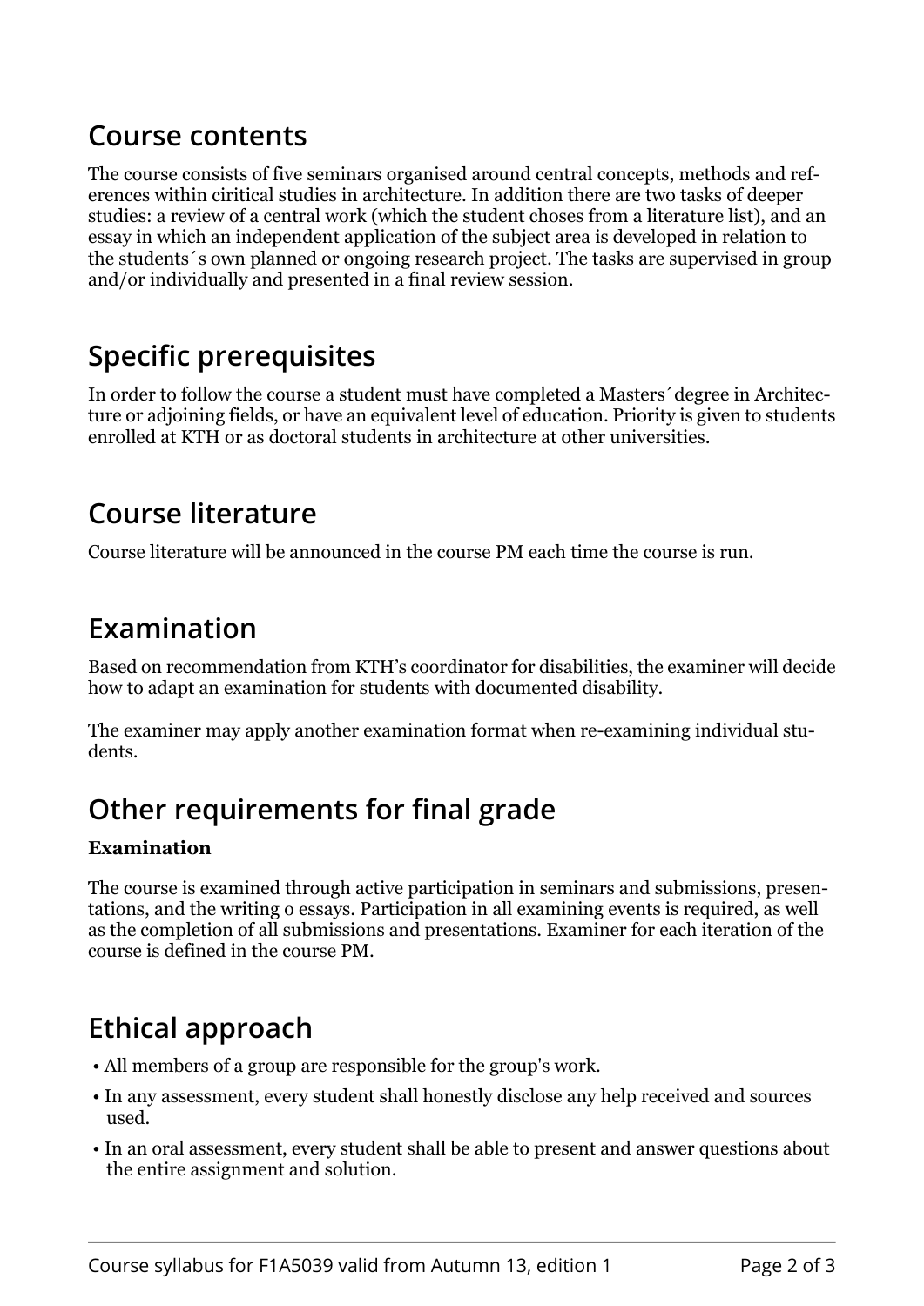## Course contents

The course consists of five seminars organised around central concepts, methods and references within ciritical studies in architecture. In addition there are two tasks of deeper studies: a review of a central work (which the student choses from a literature list), and an essay in which an independent application of the subject area is developed in relation to the students´s own planned or ongoing research project. The tasks are supervised in group and/or individually and presented in a final review session.

## Specific prerequisites

In order to follow the course a student must have completed a Masters´degree in Architecture or adjoining fields, or have an equivalent level of education. Priority is given to students enrolled at KTH or as doctoral students in architecture at other universities.

## Course literature

Course literature will be announced in the course PM each time the course is run.

## Examination

Based on recommendation from KTH's coordinator for disabilities, the examiner will decide how to adapt an examination for students with documented disability.

The examiner may apply another examination format when re-examining individual students.

## Other requirements for final grade

**Examination**

The course is examined through active participation in seminars and submissions, presentations, and the writing o essays. Participation in all examining events is required, as well as the completion of all submissions and presentations. Examiner for each iteration of the course is defined in the course PM.

## Ethical approach

- All members of a group are responsible for the group's work.
- In any assessment, every student shall honestly disclose any help received and sources used.
- In an oral assessment, every student shall be able to present and answer questions about the entire assignment and solution.